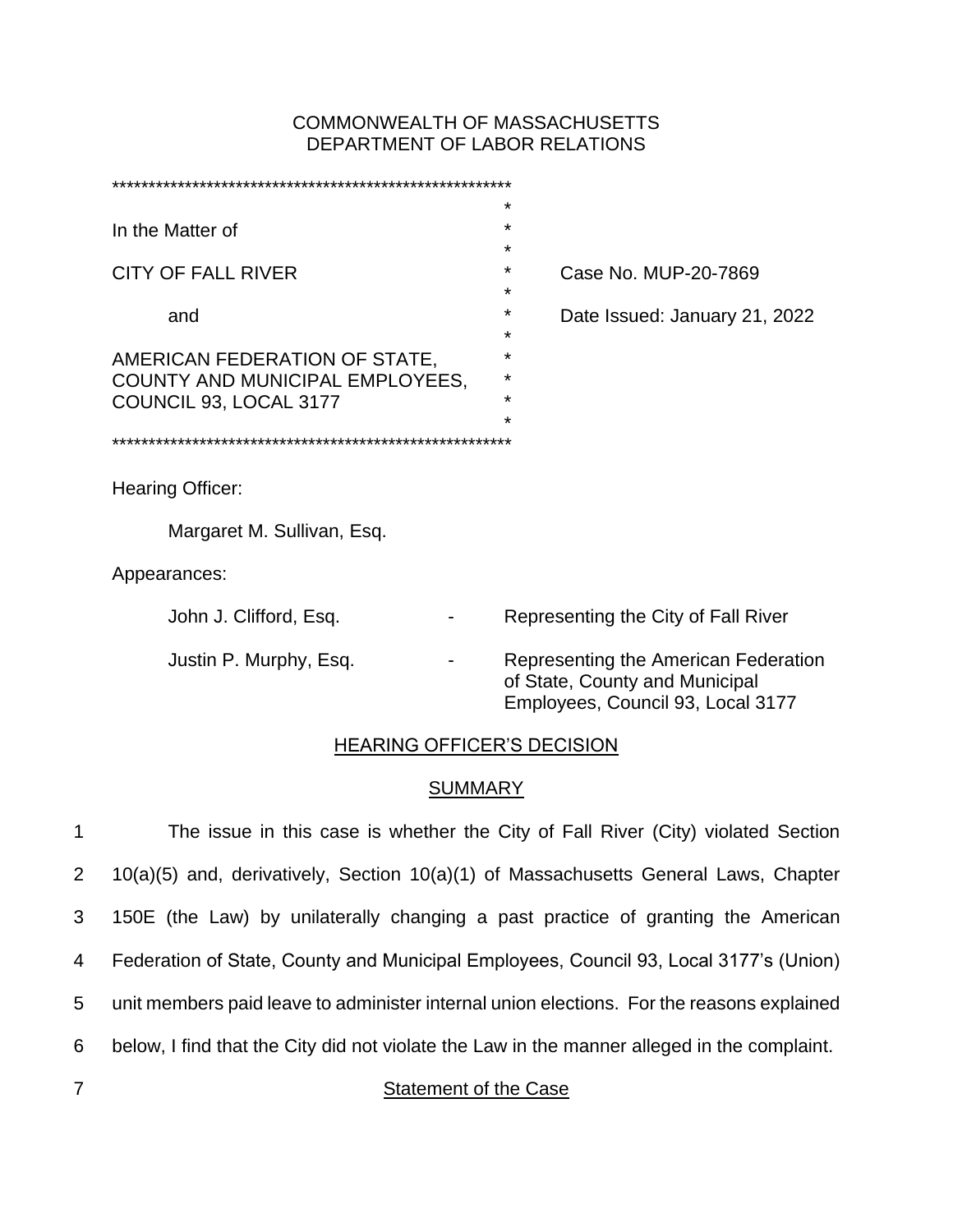COMMONWEALTH OF MASSACHUSETTS
DEPARTMENT OF LABOR RELATIONS

| | |
|---|---|
| In the Matter of | |
| CITY OF FALL RIVER | Case No. MUP-20-7869 |
| and | Date Issued: January 21, 2022 |
| AMERICAN FEDERATION OF STATE, COUNTY AND MUNICIPAL EMPLOYEES, COUNCIL 93, LOCAL 3177 | |

Hearing Officer:

Margaret M. Sullivan, Esq.

Appearances:

| | | |
|---|---|---|
| John J. Clifford, Esq. | - | Representing the City of Fall River |
| Justin P. Murphy, Esq. | - | Representing the American Federation of State, County and Municipal Employees, Council 93, Local 3177 |

## HEARING OFFICER'S DECISION

## SUMMARY

The issue in this case is whether the City of Fall River (City) violated Section 10(a)(5) and, derivatively, Section 10(a)(1) of Massachusetts General Laws, Chapter 150E (the Law) by unilaterally changing a past practice of granting the American Federation of State, County and Municipal Employees, Council 93, Local 3177's (Union) unit members paid leave to administer internal union elections. For the reasons explained below, I find that the City did not violate the Law in the manner alleged in the complaint.

## Statement of the Case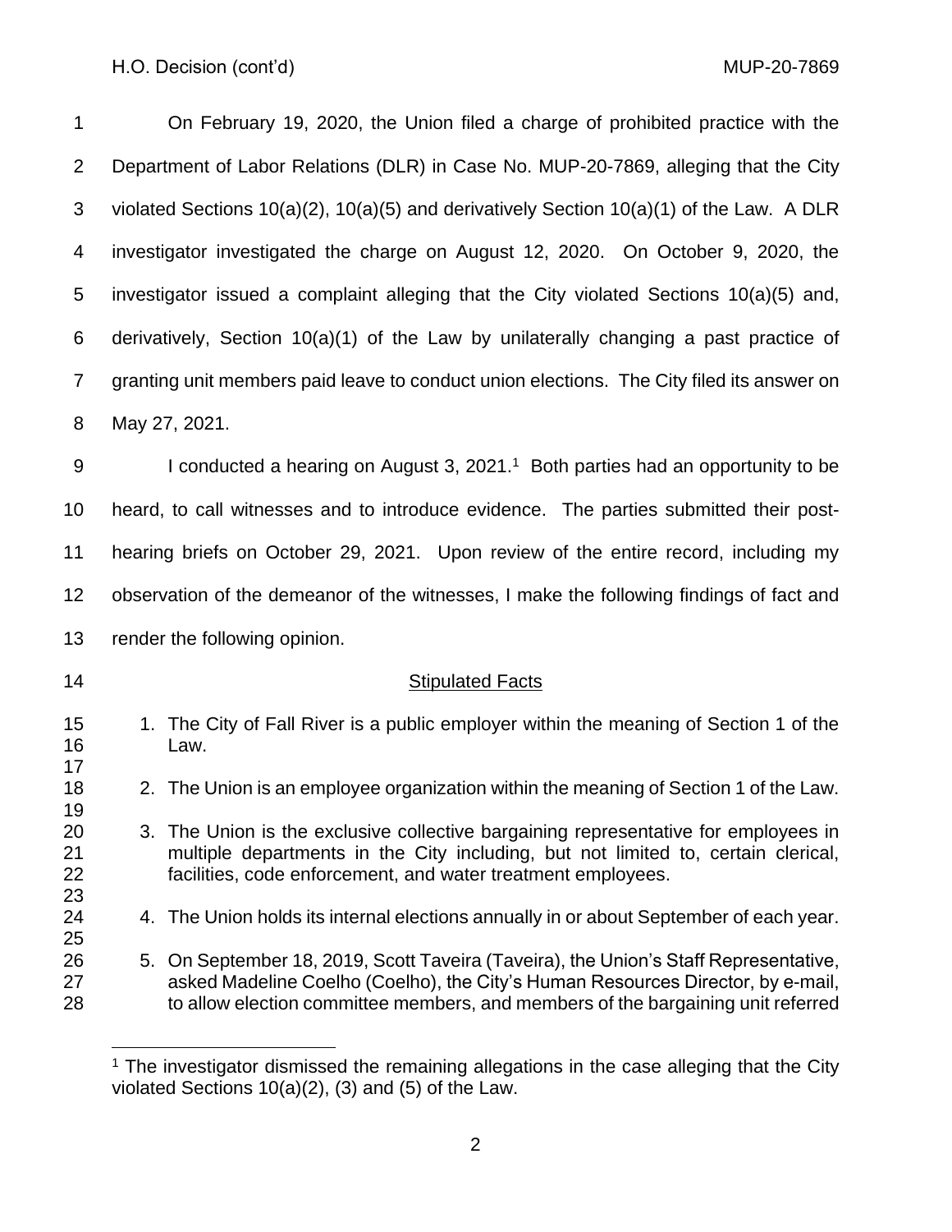On February 19, 2020, the Union filed a charge of prohibited practice with the Department of Labor Relations (DLR) in Case No. MUP-20-7869, alleging that the City violated Sections 10(a)(2), 10(a)(5) and derivatively Section 10(a)(1) of the Law. A DLR investigator investigated the charge on August 12, 2020. On October 9, 2020, the investigator issued a complaint alleging that the City violated Sections 10(a)(5) and, derivatively, Section 10(a)(1) of the Law by unilaterally changing a past practice of granting unit members paid leave to conduct union elections. The City filed its answer on May 27, 2021.

I conducted a hearing on August 3, 2021.[1] Both parties had an opportunity to be heard, to call witnesses and to introduce evidence. The parties submitted their post-hearing briefs on October 29, 2021. Upon review of the entire record, including my observation of the demeanor of the witnesses, I make the following findings of fact and render the following opinion.

## Stipulated Facts

1. The City of Fall River is a public employer within the meaning of Section 1 of the Law.

2. The Union is an employee organization within the meaning of Section 1 of the Law.

3. The Union is the exclusive collective bargaining representative for employees in multiple departments in the City including, but not limited to, certain clerical, facilities, code enforcement, and water treatment employees.

4. The Union holds its internal elections annually in or about September of each year.

5. On September 18, 2019, Scott Taveira (Taveira), the Union's Staff Representative, asked Madeline Coelho (Coelho), the City's Human Resources Director, by e-mail, to allow election committee members, and members of the bargaining unit referred

---

[1] The investigator dismissed the remaining allegations in the case alleging that the City violated Sections 10(a)(2), (3) and (5) of the Law.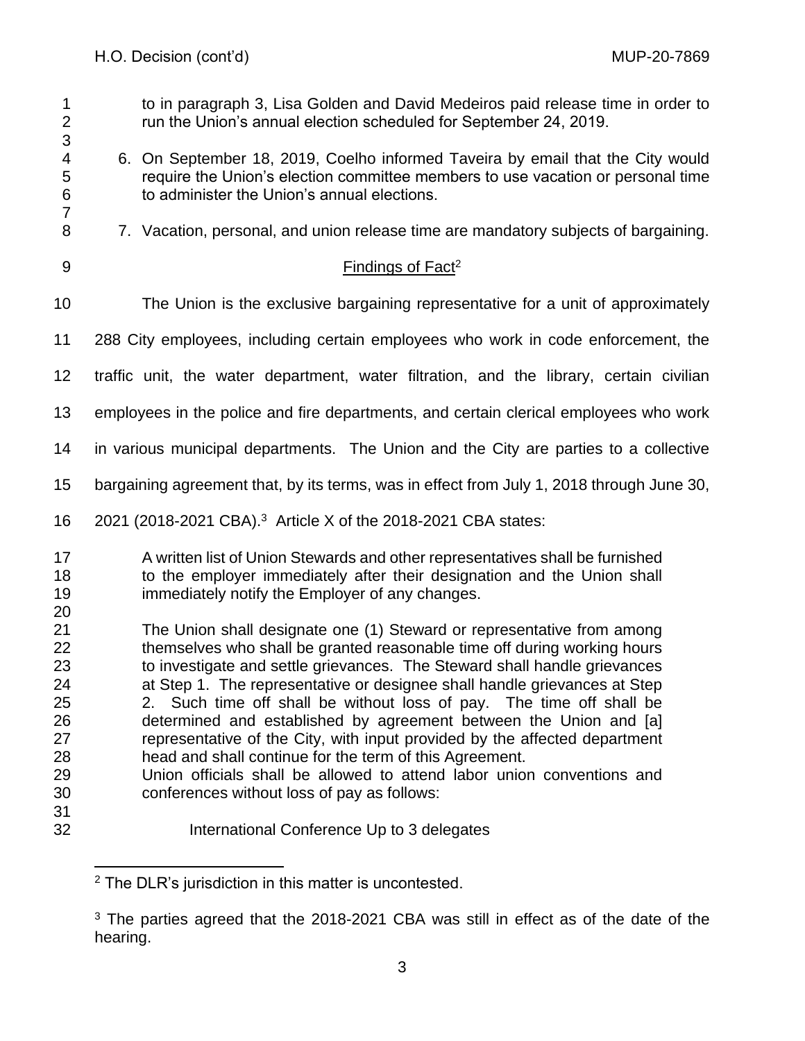to in paragraph 3, Lisa Golden and David Medeiros paid release time in order to run the Union's annual election scheduled for September 24, 2019.

6. On September 18, 2019, Coelho informed Taveira by email that the City would require the Union's election committee members to use vacation or personal time to administer the Union's annual elections.

7. Vacation, personal, and union release time are mandatory subjects of bargaining.

## Findings of Fact[2]

The Union is the exclusive bargaining representative for a unit of approximately 288 City employees, including certain employees who work in code enforcement, the traffic unit, the water department, water filtration, and the library, certain civilian employees in the police and fire departments, and certain clerical employees who work in various municipal departments. The Union and the City are parties to a collective bargaining agreement that, by its terms, was in effect from July 1, 2018 through June 30, 2021 (2018-2021 CBA).[3] Article X of the 2018-2021 CBA states:

> A written list of Union Stewards and other representatives shall be furnished to the employer immediately after their designation and the Union shall immediately notify the Employer of any changes.
>
> The Union shall designate one (1) Steward or representative from among themselves who shall be granted reasonable time off during working hours to investigate and settle grievances. The Steward shall handle grievances at Step 1. The representative or designee shall handle grievances at Step 2. Such time off shall be without loss of pay. The time off shall be determined and established by agreement between the Union and [a] representative of the City, with input provided by the affected department head and shall continue for the term of this Agreement.
> Union officials shall be allowed to attend labor union conventions and conferences without loss of pay as follows:
>
> International Conference Up to 3 delegates

---

[2] The DLR's jurisdiction in this matter is uncontested.

[3] The parties agreed that the 2018-2021 CBA was still in effect as of the date of the hearing.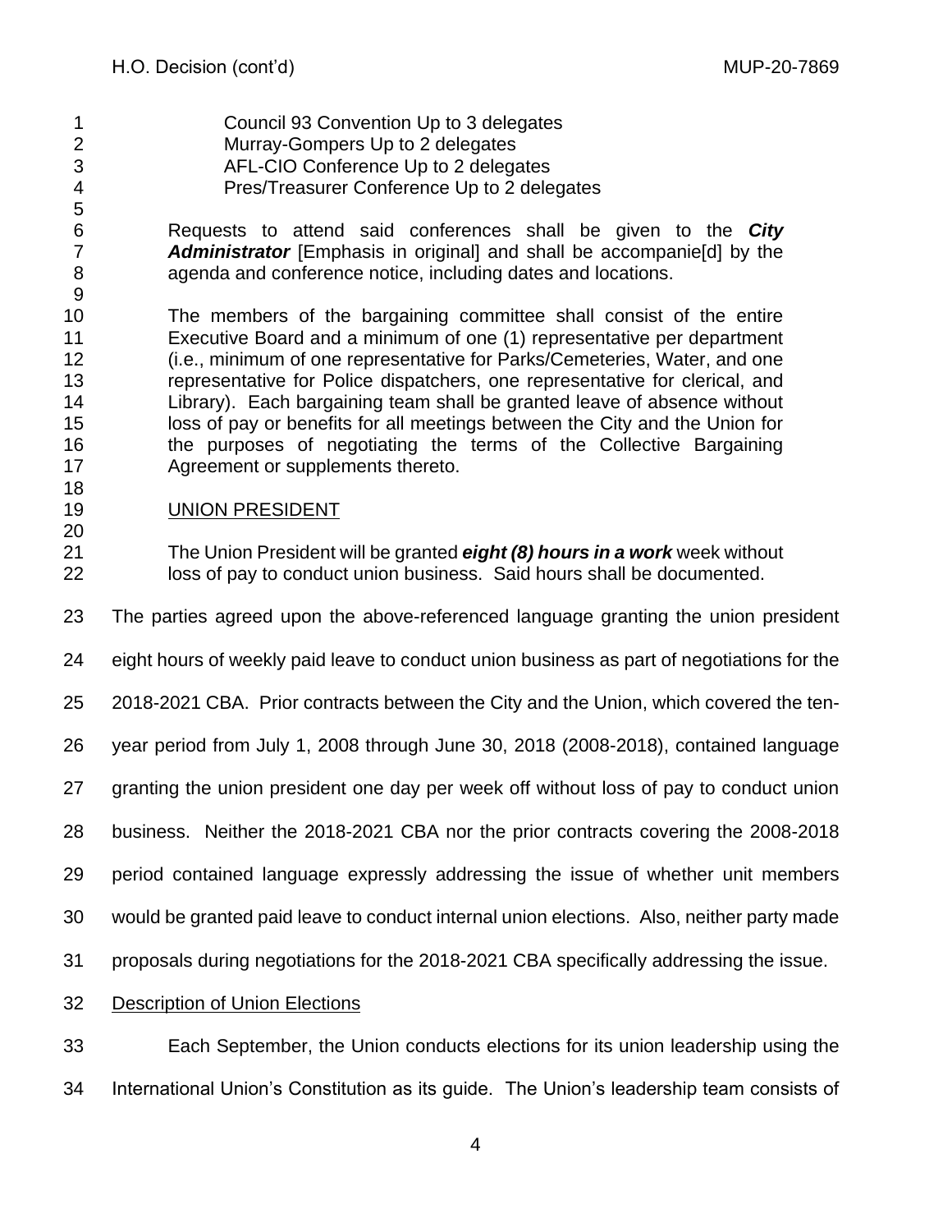Council 93 Convention Up to 3 delegates
Murray-Gompers Up to 2 delegates
AFL-CIO Conference Up to 2 delegates
Pres/Treasurer Conference Up to 2 delegates

> Requests to attend said conferences shall be given to the ***City Administrator*** [Emphasis in original] and shall be accompanie[d] by the agenda and conference notice, including dates and locations.
>
> The members of the bargaining committee shall consist of the entire Executive Board and a minimum of one (1) representative per department (i.e., minimum of one representative for Parks/Cemeteries, Water, and one representative for Police dispatchers, one representative for clerical, and Library). Each bargaining team shall be granted leave of absence without loss of pay or benefits for all meetings between the City and the Union for the purposes of negotiating the terms of the Collective Bargaining Agreement or supplements thereto.
>
> UNION PRESIDENT
>
> The Union President will be granted ***eight (8) hours in a work*** week without loss of pay to conduct union business. Said hours shall be documented.

The parties agreed upon the above-referenced language granting the union president eight hours of weekly paid leave to conduct union business as part of negotiations for the 2018-2021 CBA. Prior contracts between the City and the Union, which covered the ten-year period from July 1, 2008 through June 30, 2018 (2008-2018), contained language granting the union president one day per week off without loss of pay to conduct union business. Neither the 2018-2021 CBA nor the prior contracts covering the 2008-2018 period contained language expressly addressing the issue of whether unit members would be granted paid leave to conduct internal union elections. Also, neither party made proposals during negotiations for the 2018-2021 CBA specifically addressing the issue.

Description of Union Elections

Each September, the Union conducts elections for its union leadership using the International Union's Constitution as its guide. The Union's leadership team consists of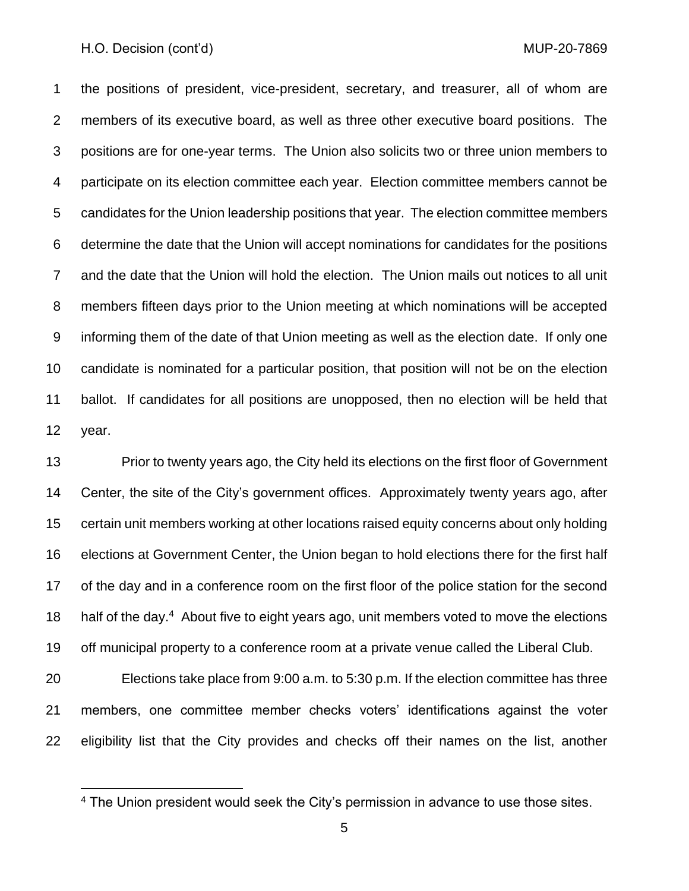the positions of president, vice-president, secretary, and treasurer, all of whom are members of its executive board, as well as three other executive board positions. The positions are for one-year terms. The Union also solicits two or three union members to participate on its election committee each year. Election committee members cannot be candidates for the Union leadership positions that year. The election committee members determine the date that the Union will accept nominations for candidates for the positions and the date that the Union will hold the election. The Union mails out notices to all unit members fifteen days prior to the Union meeting at which nominations will be accepted informing them of the date of that Union meeting as well as the election date. If only one candidate is nominated for a particular position, that position will not be on the election ballot. If candidates for all positions are unopposed, then no election will be held that year.

Prior to twenty years ago, the City held its elections on the first floor of Government Center, the site of the City's government offices. Approximately twenty years ago, after certain unit members working at other locations raised equity concerns about only holding elections at Government Center, the Union began to hold elections there for the first half of the day and in a conference room on the first floor of the police station for the second half of the day.[4] About five to eight years ago, unit members voted to move the elections off municipal property to a conference room at a private venue called the Liberal Club.

Elections take place from 9:00 a.m. to 5:30 p.m. If the election committee has three members, one committee member checks voters' identifications against the voter eligibility list that the City provides and checks off their names on the list, another

[4] The Union president would seek the City's permission in advance to use those sites.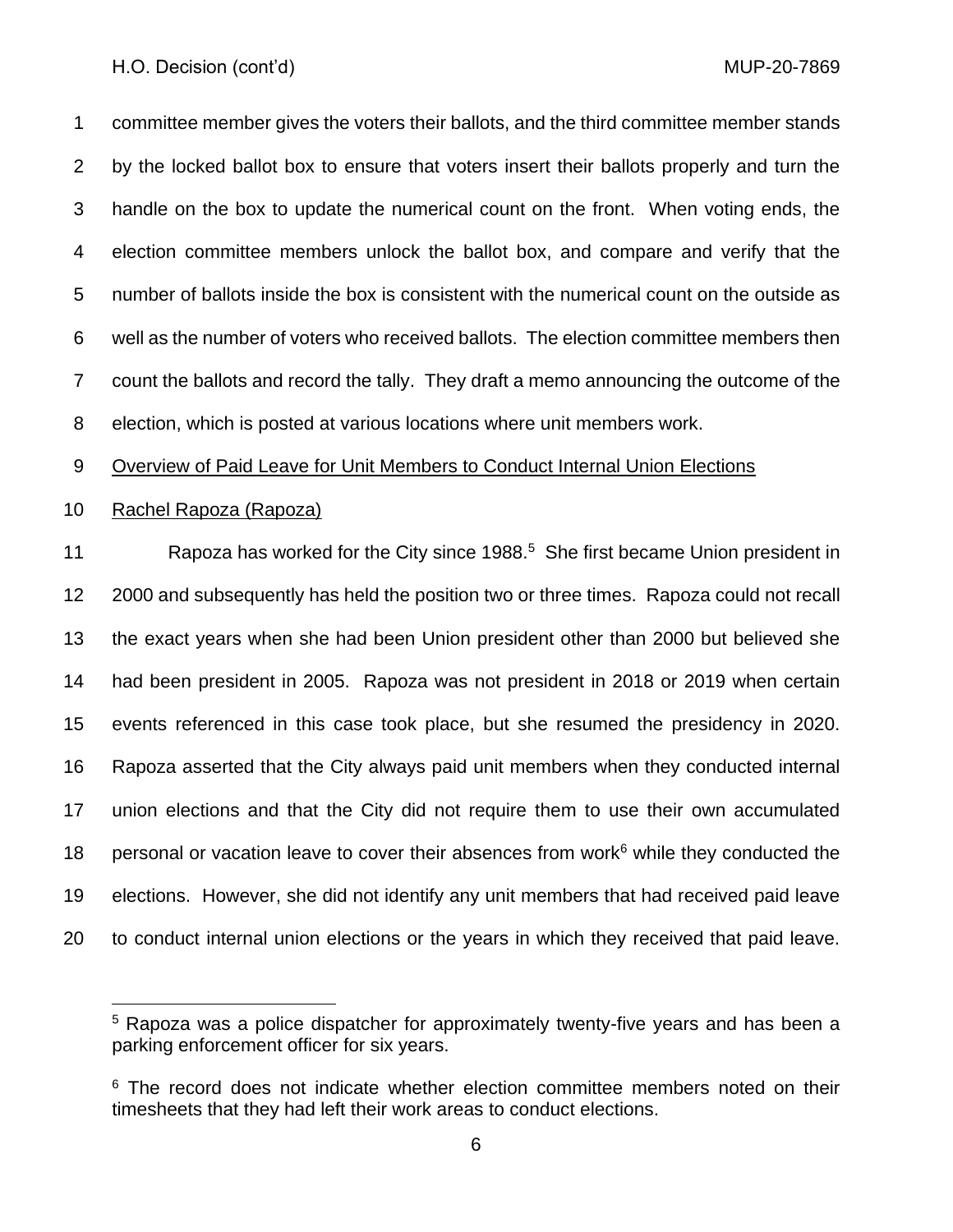committee member gives the voters their ballots, and the third committee member stands by the locked ballot box to ensure that voters insert their ballots properly and turn the handle on the box to update the numerical count on the front. When voting ends, the election committee members unlock the ballot box, and compare and verify that the number of ballots inside the box is consistent with the numerical count on the outside as well as the number of voters who received ballots. The election committee members then count the ballots and record the tally. They draft a memo announcing the outcome of the election, which is posted at various locations where unit members work.

Overview of Paid Leave for Unit Members to Conduct Internal Union Elections

Rachel Rapoza (Rapoza)

Rapoza has worked for the City since 1988.[5] She first became Union president in 2000 and subsequently has held the position two or three times. Rapoza could not recall the exact years when she had been Union president other than 2000 but believed she had been president in 2005. Rapoza was not president in 2018 or 2019 when certain events referenced in this case took place, but she resumed the presidency in 2020. Rapoza asserted that the City always paid unit members when they conducted internal union elections and that the City did not require them to use their own accumulated personal or vacation leave to cover their absences from work[6] while they conducted the elections. However, she did not identify any unit members that had received paid leave to conduct internal union elections or the years in which they received that paid leave.

[5] Rapoza was a police dispatcher for approximately twenty-five years and has been a parking enforcement officer for six years.

[6] The record does not indicate whether election committee members noted on their timesheets that they had left their work areas to conduct elections.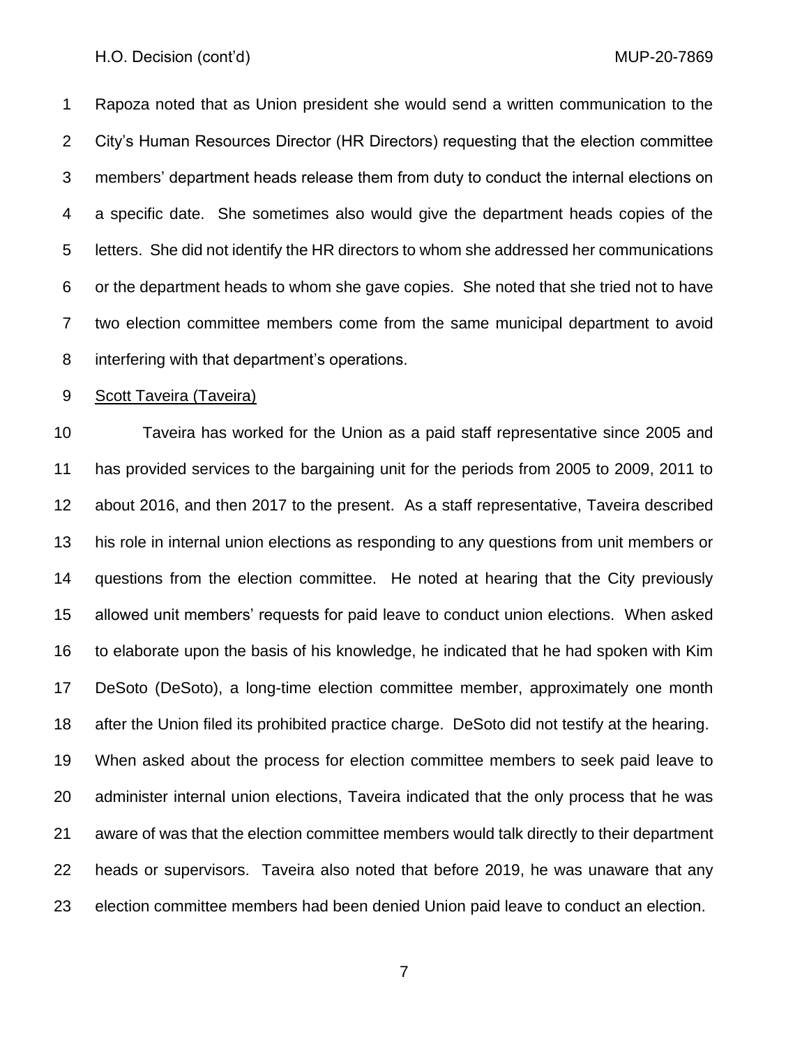Rapoza noted that as Union president she would send a written communication to the City's Human Resources Director (HR Directors) requesting that the election committee members' department heads release them from duty to conduct the internal elections on a specific date. She sometimes also would give the department heads copies of the letters. She did not identify the HR directors to whom she addressed her communications or the department heads to whom she gave copies. She noted that she tried not to have two election committee members come from the same municipal department to avoid interfering with that department's operations.

Scott Taveira (Taveira)

Taveira has worked for the Union as a paid staff representative since 2005 and has provided services to the bargaining unit for the periods from 2005 to 2009, 2011 to about 2016, and then 2017 to the present. As a staff representative, Taveira described his role in internal union elections as responding to any questions from unit members or questions from the election committee. He noted at hearing that the City previously allowed unit members' requests for paid leave to conduct union elections. When asked to elaborate upon the basis of his knowledge, he indicated that he had spoken with Kim DeSoto (DeSoto), a long-time election committee member, approximately one month after the Union filed its prohibited practice charge. DeSoto did not testify at the hearing. When asked about the process for election committee members to seek paid leave to administer internal union elections, Taveira indicated that the only process that he was aware of was that the election committee members would talk directly to their department heads or supervisors. Taveira also noted that before 2019, he was unaware that any election committee members had been denied Union paid leave to conduct an election.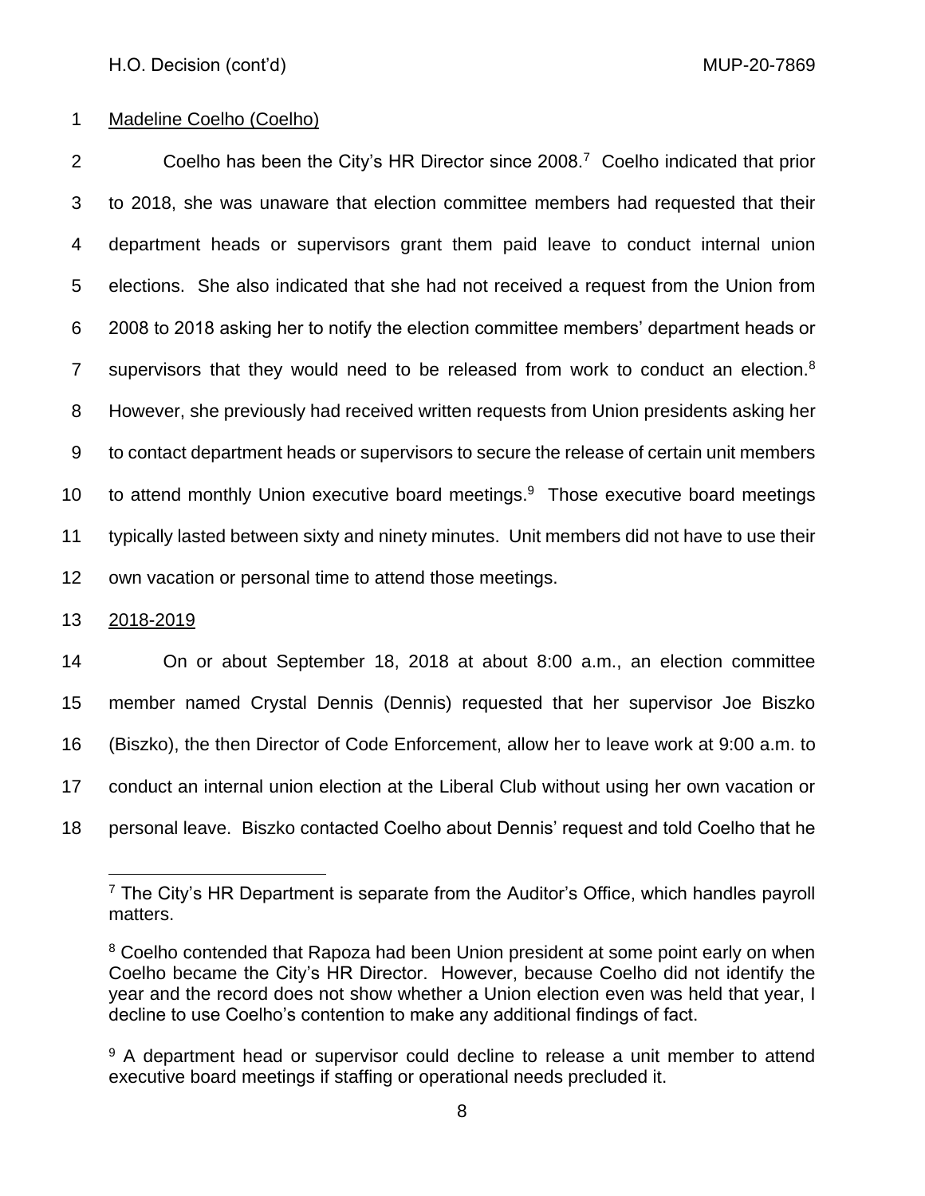Madeline Coelho (Coelho)

Coelho has been the City's HR Director since 2008.[7] Coelho indicated that prior to 2018, she was unaware that election committee members had requested that their department heads or supervisors grant them paid leave to conduct internal union elections. She also indicated that she had not received a request from the Union from 2008 to 2018 asking her to notify the election committee members' department heads or supervisors that they would need to be released from work to conduct an election.[8] However, she previously had received written requests from Union presidents asking her to contact department heads or supervisors to secure the release of certain unit members to attend monthly Union executive board meetings.[9] Those executive board meetings typically lasted between sixty and ninety minutes. Unit members did not have to use their own vacation or personal time to attend those meetings.

2018-2019

On or about September 18, 2018 at about 8:00 a.m., an election committee member named Crystal Dennis (Dennis) requested that her supervisor Joe Biszko (Biszko), the then Director of Code Enforcement, allow her to leave work at 9:00 a.m. to conduct an internal union election at the Liberal Club without using her own vacation or personal leave. Biszko contacted Coelho about Dennis' request and told Coelho that he

---

[7] The City's HR Department is separate from the Auditor's Office, which handles payroll matters.

[8] Coelho contended that Rapoza had been Union president at some point early on when Coelho became the City's HR Director. However, because Coelho did not identify the year and the record does not show whether a Union election even was held that year, I decline to use Coelho's contention to make any additional findings of fact.

[9] A department head or supervisor could decline to release a unit member to attend executive board meetings if staffing or operational needs precluded it.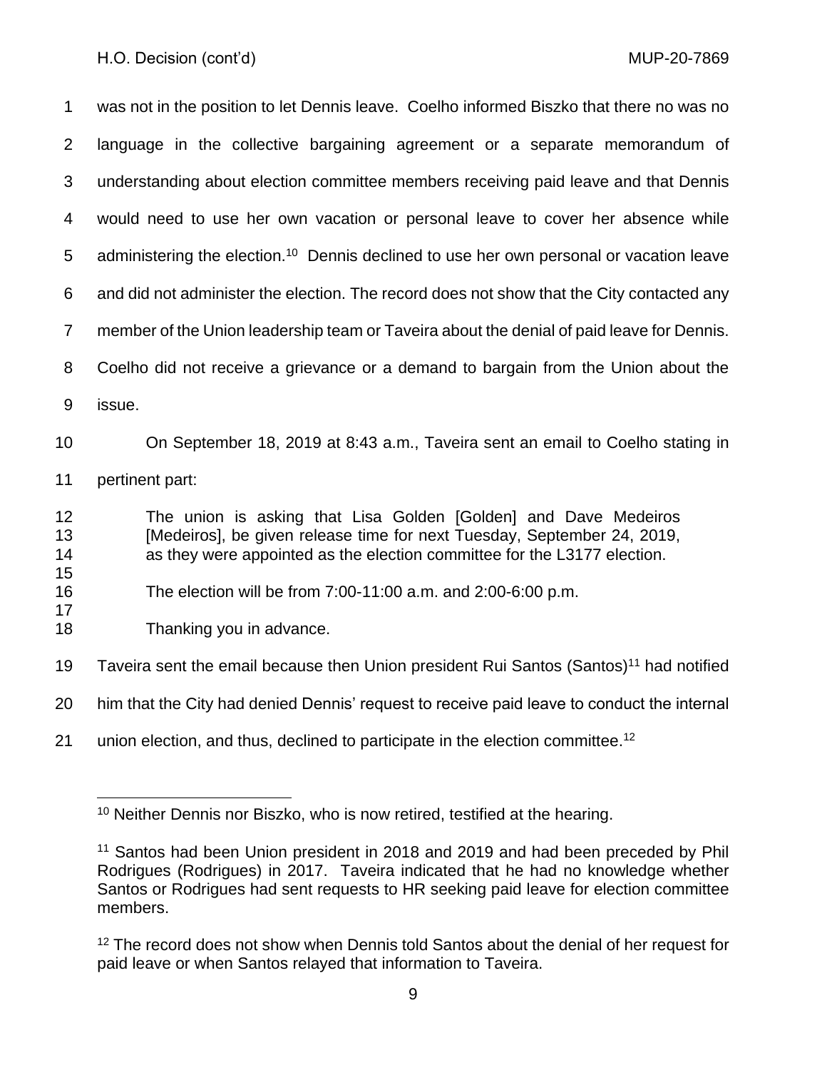was not in the position to let Dennis leave. Coelho informed Biszko that there no was no language in the collective bargaining agreement or a separate memorandum of understanding about election committee members receiving paid leave and that Dennis would need to use her own vacation or personal leave to cover her absence while administering the election.[10] Dennis declined to use her own personal or vacation leave and did not administer the election. The record does not show that the City contacted any member of the Union leadership team or Taveira about the denial of paid leave for Dennis. Coelho did not receive a grievance or a demand to bargain from the Union about the issue.

On September 18, 2019 at 8:43 a.m., Taveira sent an email to Coelho stating in pertinent part:

> The union is asking that Lisa Golden [Golden] and Dave Medeiros [Medeiros], be given release time for next Tuesday, September 24, 2019, as they were appointed as the election committee for the L3177 election.
>
> The election will be from 7:00-11:00 a.m. and 2:00-6:00 p.m.
>
> Thanking you in advance.

Taveira sent the email because then Union president Rui Santos (Santos)[11] had notified him that the City had denied Dennis' request to receive paid leave to conduct the internal union election, and thus, declined to participate in the election committee.[12]

---

[10] Neither Dennis nor Biszko, who is now retired, testified at the hearing.

[11] Santos had been Union president in 2018 and 2019 and had been preceded by Phil Rodrigues (Rodrigues) in 2017. Taveira indicated that he had no knowledge whether Santos or Rodrigues had sent requests to HR seeking paid leave for election committee members.

[12] The record does not show when Dennis told Santos about the denial of her request for paid leave or when Santos relayed that information to Taveira.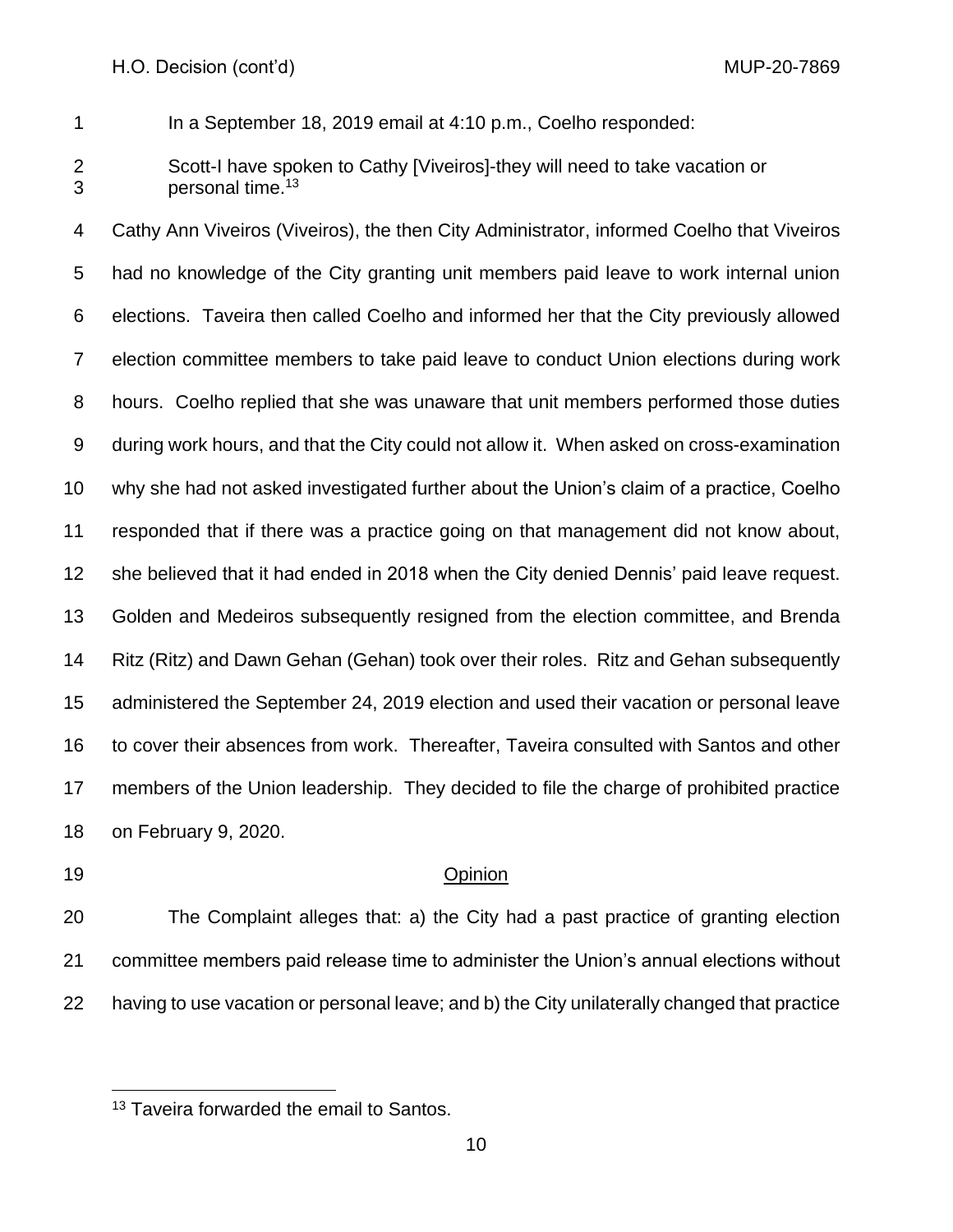In a September 18, 2019 email at 4:10 p.m., Coelho responded:

> Scott-I have spoken to Cathy [Viveiros]-they will need to take vacation or personal time.[13]

Cathy Ann Viveiros (Viveiros), the then City Administrator, informed Coelho that Viveiros had no knowledge of the City granting unit members paid leave to work internal union elections. Taveira then called Coelho and informed her that the City previously allowed election committee members to take paid leave to conduct Union elections during work hours. Coelho replied that she was unaware that unit members performed those duties during work hours, and that the City could not allow it. When asked on cross-examination why she had not asked investigated further about the Union's claim of a practice, Coelho responded that if there was a practice going on that management did not know about, she believed that it had ended in 2018 when the City denied Dennis' paid leave request. Golden and Medeiros subsequently resigned from the election committee, and Brenda Ritz (Ritz) and Dawn Gehan (Gehan) took over their roles. Ritz and Gehan subsequently administered the September 24, 2019 election and used their vacation or personal leave to cover their absences from work. Thereafter, Taveira consulted with Santos and other members of the Union leadership. They decided to file the charge of prohibited practice on February 9, 2020.

## Opinion

The Complaint alleges that: a) the City had a past practice of granting election committee members paid release time to administer the Union's annual elections without having to use vacation or personal leave; and b) the City unilaterally changed that practice

---

[13] Taveira forwarded the email to Santos.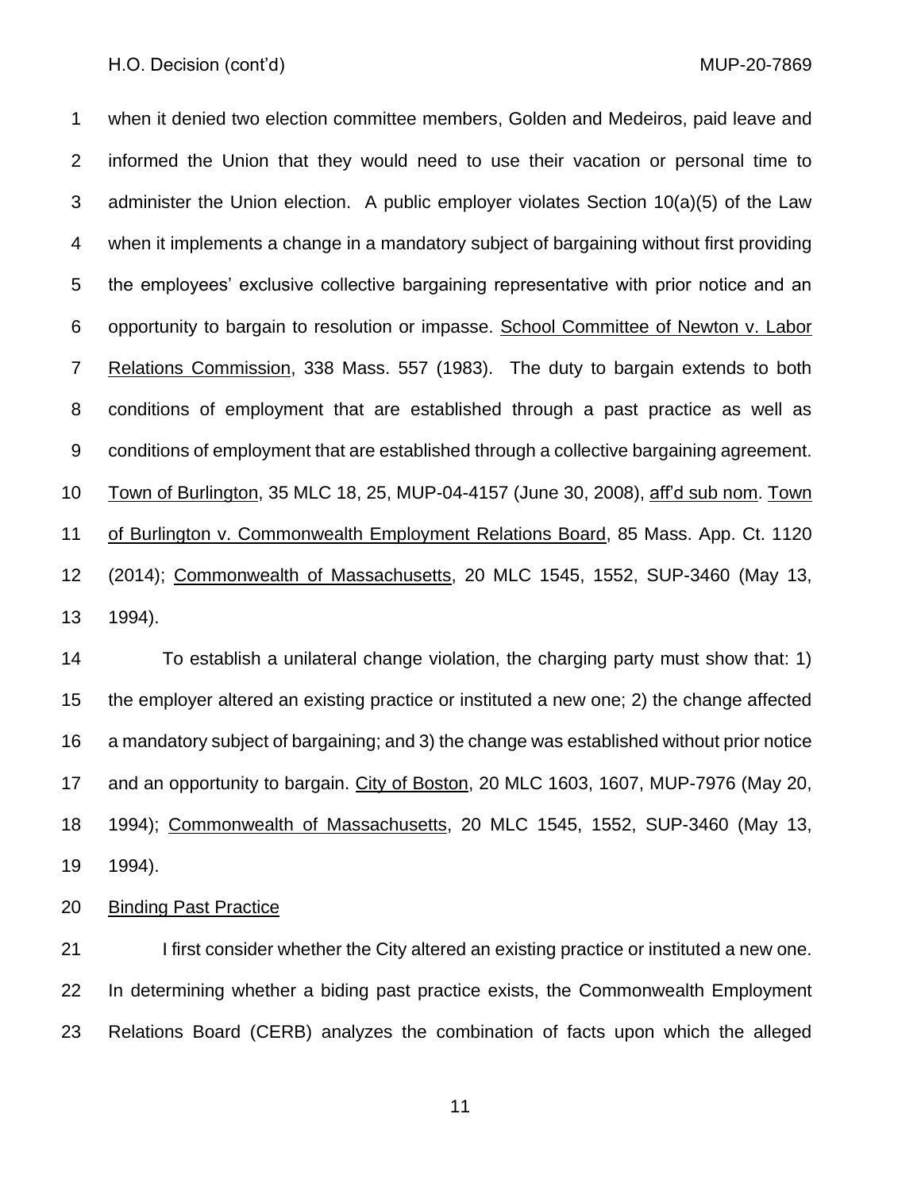when it denied two election committee members, Golden and Medeiros, paid leave and informed the Union that they would need to use their vacation or personal time to administer the Union election. A public employer violates Section 10(a)(5) of the Law when it implements a change in a mandatory subject of bargaining without first providing the employees' exclusive collective bargaining representative with prior notice and an opportunity to bargain to resolution or impasse. School Committee of Newton v. Labor Relations Commission, 338 Mass. 557 (1983). The duty to bargain extends to both conditions of employment that are established through a past practice as well as conditions of employment that are established through a collective bargaining agreement. Town of Burlington, 35 MLC 18, 25, MUP-04-4157 (June 30, 2008), aff'd sub nom. Town of Burlington v. Commonwealth Employment Relations Board, 85 Mass. App. Ct. 1120 (2014); Commonwealth of Massachusetts, 20 MLC 1545, 1552, SUP-3460 (May 13, 1994).

To establish a unilateral change violation, the charging party must show that: 1) the employer altered an existing practice or instituted a new one; 2) the change affected a mandatory subject of bargaining; and 3) the change was established without prior notice and an opportunity to bargain. City of Boston, 20 MLC 1603, 1607, MUP-7976 (May 20, 1994); Commonwealth of Massachusetts, 20 MLC 1545, 1552, SUP-3460 (May 13, 1994).

Binding Past Practice

I first consider whether the City altered an existing practice or instituted a new one. In determining whether a biding past practice exists, the Commonwealth Employment Relations Board (CERB) analyzes the combination of facts upon which the alleged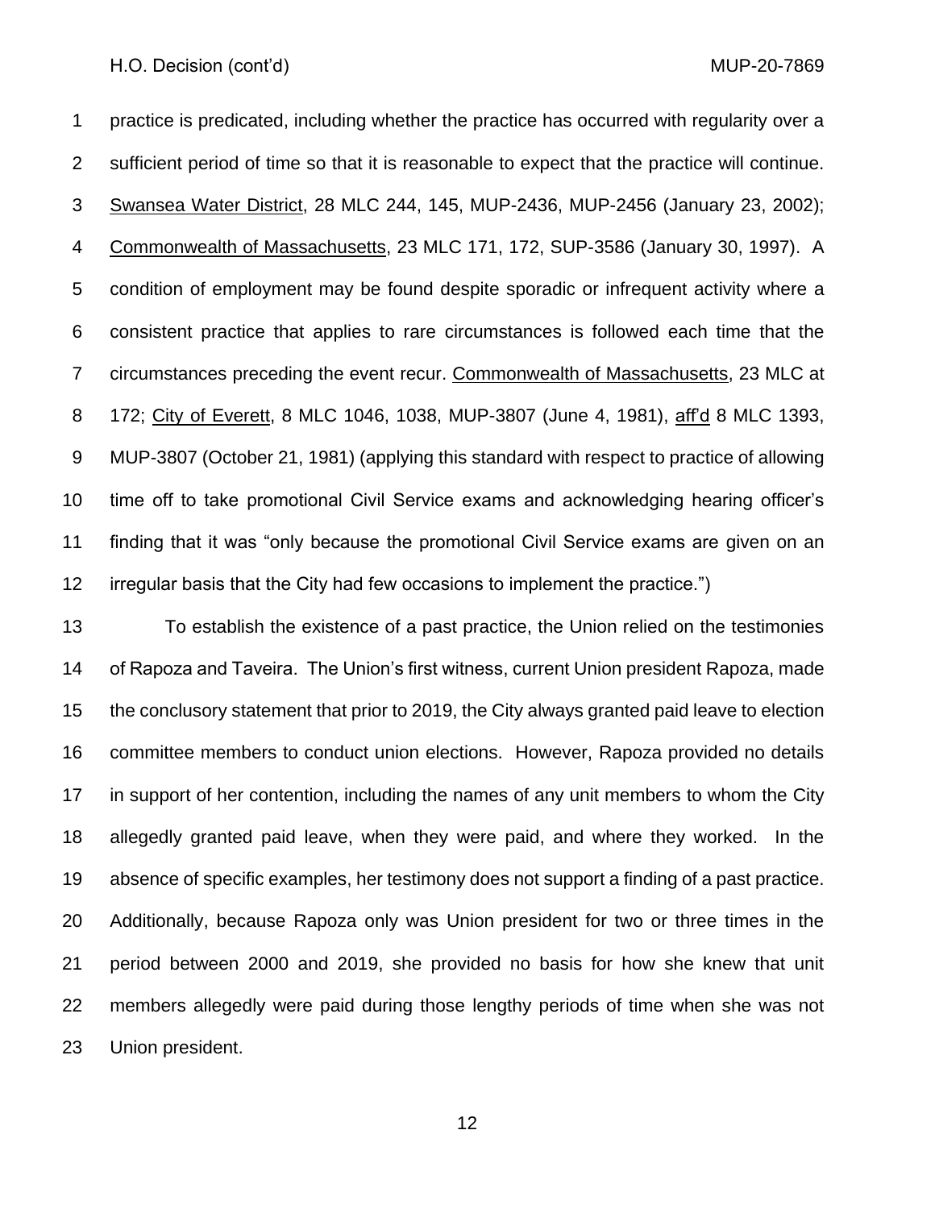practice is predicated, including whether the practice has occurred with regularity over a sufficient period of time so that it is reasonable to expect that the practice will continue. Swansea Water District, 28 MLC 244, 145, MUP-2436, MUP-2456 (January 23, 2002); Commonwealth of Massachusetts, 23 MLC 171, 172, SUP-3586 (January 30, 1997). A condition of employment may be found despite sporadic or infrequent activity where a consistent practice that applies to rare circumstances is followed each time that the circumstances preceding the event recur. Commonwealth of Massachusetts, 23 MLC at 172; City of Everett, 8 MLC 1046, 1038, MUP-3807 (June 4, 1981), aff'd 8 MLC 1393, MUP-3807 (October 21, 1981) (applying this standard with respect to practice of allowing time off to take promotional Civil Service exams and acknowledging hearing officer's finding that it was "only because the promotional Civil Service exams are given on an irregular basis that the City had few occasions to implement the practice.")

To establish the existence of a past practice, the Union relied on the testimonies of Rapoza and Taveira. The Union's first witness, current Union president Rapoza, made the conclusory statement that prior to 2019, the City always granted paid leave to election committee members to conduct union elections. However, Rapoza provided no details in support of her contention, including the names of any unit members to whom the City allegedly granted paid leave, when they were paid, and where they worked. In the absence of specific examples, her testimony does not support a finding of a past practice. Additionally, because Rapoza only was Union president for two or three times in the period between 2000 and 2019, she provided no basis for how she knew that unit members allegedly were paid during those lengthy periods of time when she was not Union president.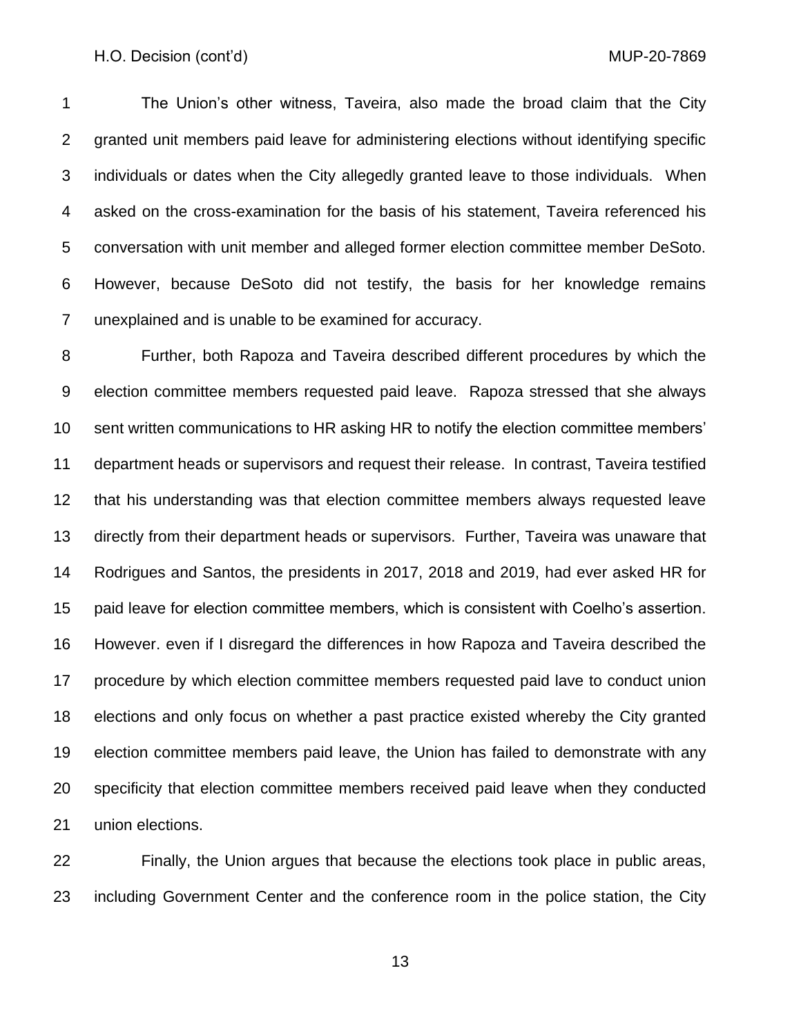The Union's other witness, Taveira, also made the broad claim that the City granted unit members paid leave for administering elections without identifying specific individuals or dates when the City allegedly granted leave to those individuals. When asked on the cross-examination for the basis of his statement, Taveira referenced his conversation with unit member and alleged former election committee member DeSoto. However, because DeSoto did not testify, the basis for her knowledge remains unexplained and is unable to be examined for accuracy.

Further, both Rapoza and Taveira described different procedures by which the election committee members requested paid leave. Rapoza stressed that she always sent written communications to HR asking HR to notify the election committee members' department heads or supervisors and request their release. In contrast, Taveira testified that his understanding was that election committee members always requested leave directly from their department heads or supervisors. Further, Taveira was unaware that Rodrigues and Santos, the presidents in 2017, 2018 and 2019, had ever asked HR for paid leave for election committee members, which is consistent with Coelho's assertion. However. even if I disregard the differences in how Rapoza and Taveira described the procedure by which election committee members requested paid lave to conduct union elections and only focus on whether a past practice existed whereby the City granted election committee members paid leave, the Union has failed to demonstrate with any specificity that election committee members received paid leave when they conducted union elections.

Finally, the Union argues that because the elections took place in public areas, including Government Center and the conference room in the police station, the City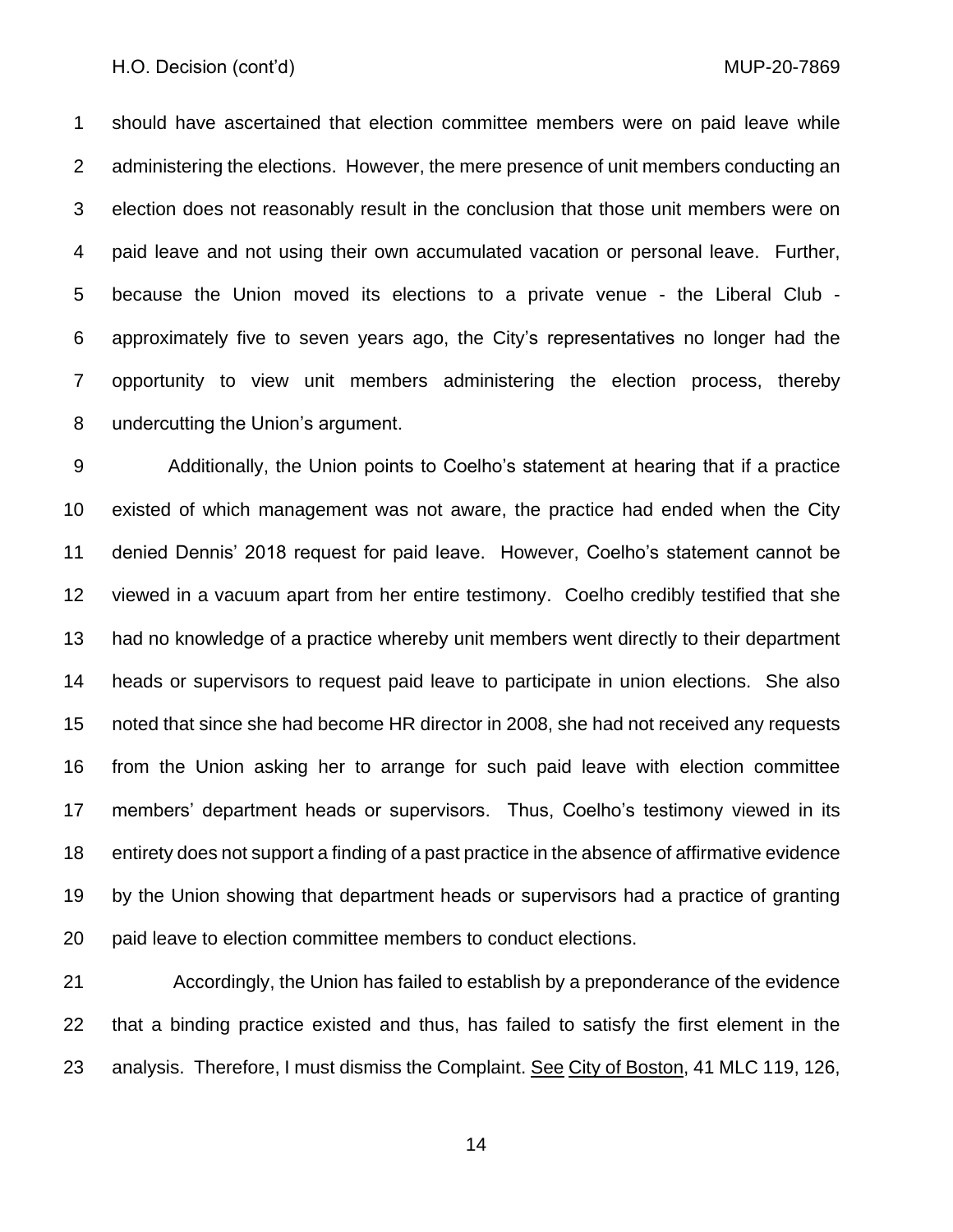should have ascertained that election committee members were on paid leave while administering the elections. However, the mere presence of unit members conducting an election does not reasonably result in the conclusion that those unit members were on paid leave and not using their own accumulated vacation or personal leave. Further, because the Union moved its elections to a private venue - the Liberal Club - approximately five to seven years ago, the City's representatives no longer had the opportunity to view unit members administering the election process, thereby undercutting the Union's argument.

Additionally, the Union points to Coelho's statement at hearing that if a practice existed of which management was not aware, the practice had ended when the City denied Dennis' 2018 request for paid leave. However, Coelho's statement cannot be viewed in a vacuum apart from her entire testimony. Coelho credibly testified that she had no knowledge of a practice whereby unit members went directly to their department heads or supervisors to request paid leave to participate in union elections. She also noted that since she had become HR director in 2008, she had not received any requests from the Union asking her to arrange for such paid leave with election committee members' department heads or supervisors. Thus, Coelho's testimony viewed in its entirety does not support a finding of a past practice in the absence of affirmative evidence by the Union showing that department heads or supervisors had a practice of granting paid leave to election committee members to conduct elections.

Accordingly, the Union has failed to establish by a preponderance of the evidence that a binding practice existed and thus, has failed to satisfy the first element in the analysis. Therefore, I must dismiss the Complaint. See City of Boston, 41 MLC 119, 126,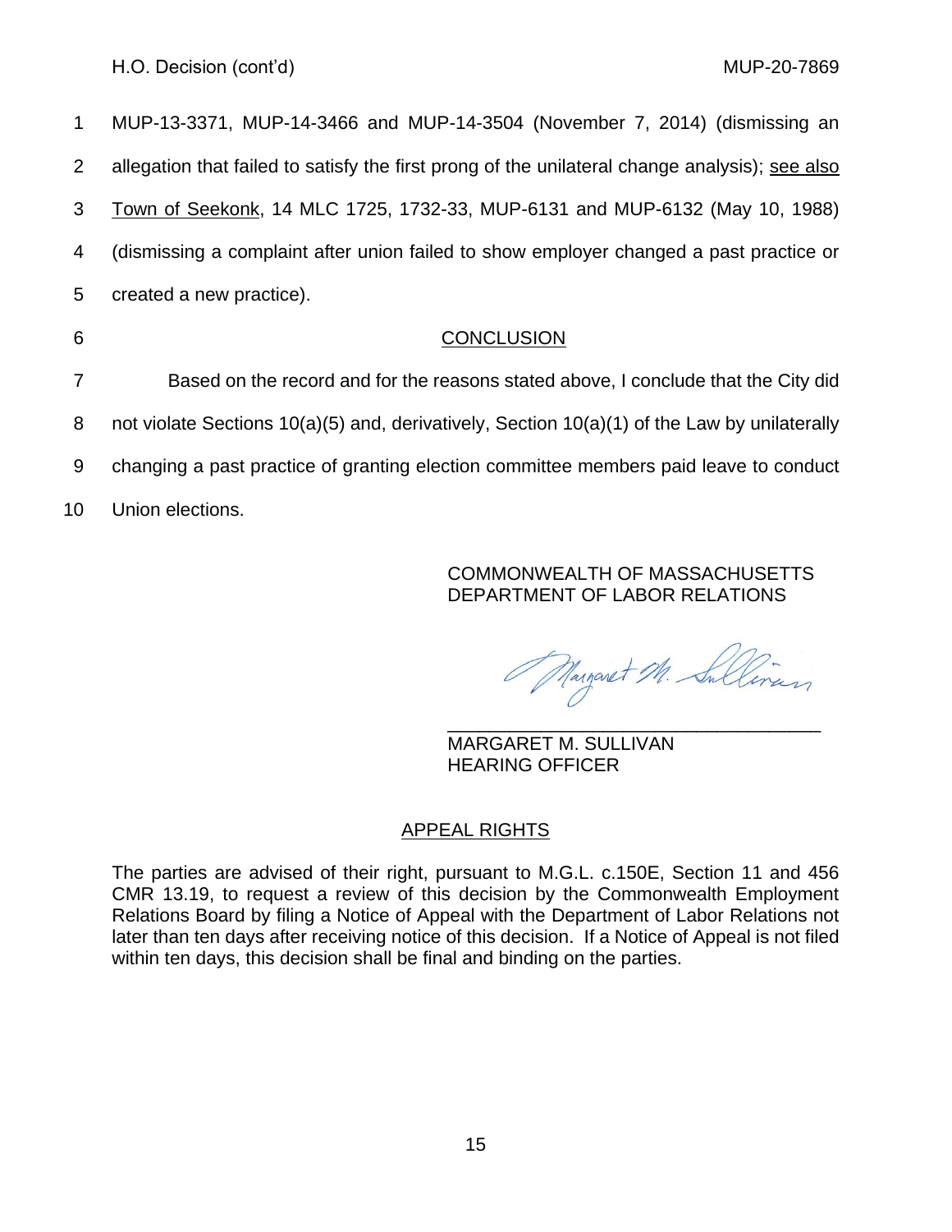MUP-13-3371, MUP-14-3466 and MUP-14-3504 (November 7, 2014) (dismissing an allegation that failed to satisfy the first prong of the unilateral change analysis); see also Town of Seekonk, 14 MLC 1725, 1732-33, MUP-6131 and MUP-6132 (May 10, 1988) (dismissing a complaint after union failed to show employer changed a past practice or created a new practice).

## CONCLUSION

Based on the record and for the reasons stated above, I conclude that the City did not violate Sections 10(a)(5) and, derivatively, Section 10(a)(1) of the Law by unilaterally changing a past practice of granting election committee members paid leave to conduct Union elections.

COMMONWEALTH OF MASSACHUSETTS
DEPARTMENT OF LABOR RELATIONS

Margaret M. Sullivan

MARGARET M. SULLIVAN
HEARING OFFICER

## APPEAL RIGHTS

The parties are advised of their right, pursuant to M.G.L. c.150E, Section 11 and 456 CMR 13.19, to request a review of this decision by the Commonwealth Employment Relations Board by filing a Notice of Appeal with the Department of Labor Relations not later than ten days after receiving notice of this decision. If a Notice of Appeal is not filed within ten days, this decision shall be final and binding on the parties.